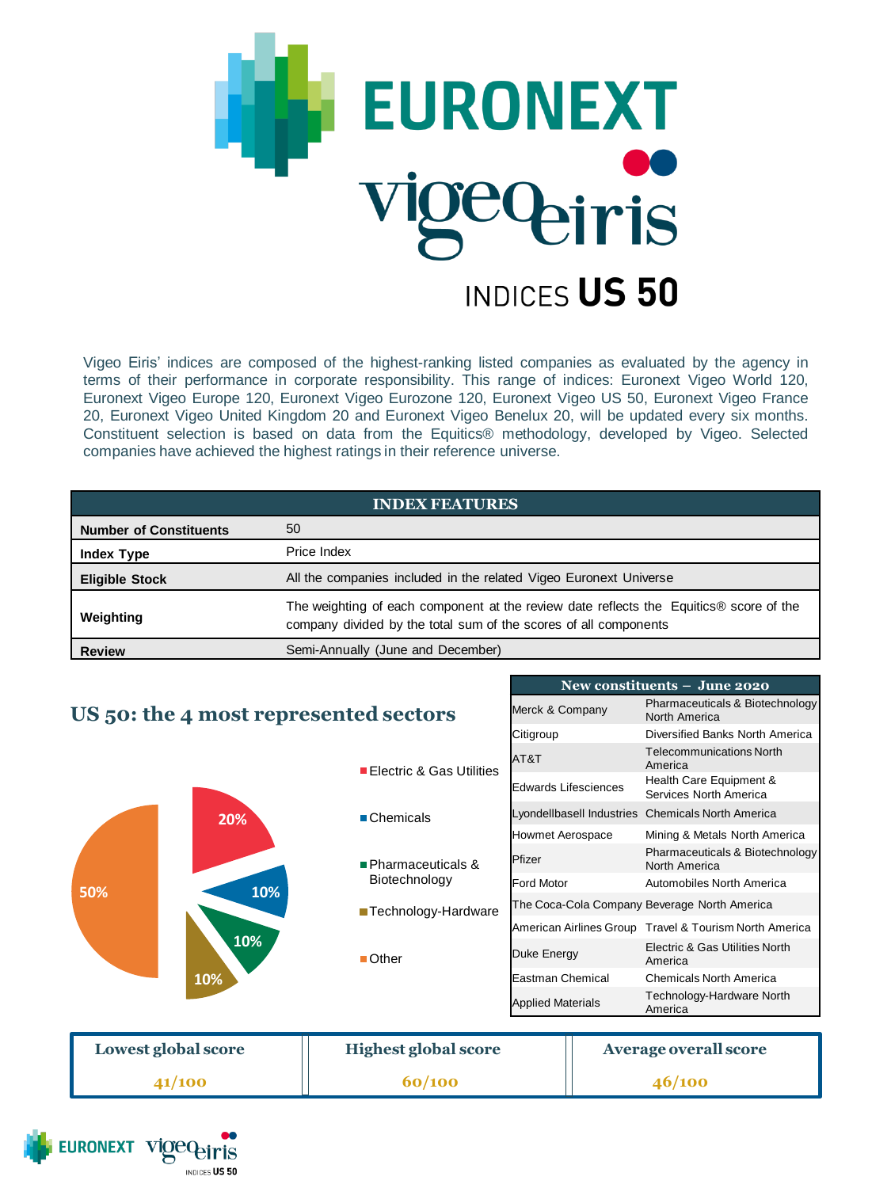# EURONEXT vigeo eiris

## INDICES US 50

Vigeo Eiris' indices are composed of the highest-ranking listed companies as evaluated by the agency in terms of their performance in corporate responsibility. This range of indices: Euronext Vigeo World 120, Euronext Vigeo Europe 120, Euronext Vigeo Eurozone 120, Euronext Vigeo US 50, Euronext Vigeo France 20, Euronext Vigeo United Kingdom 20 and Euronext Vigeo Benelux 20, will be updated every six months. Constituent selection is based on data from the Equitics® methodology, developed by Vigeo. Selected companies have achieved the highest ratings in their reference universe.

| INDEX FEATURES | |
|---|---|
| **Number of Constituents** | 50 |
| **Index Type** | Price Index |
| **Eligible Stock** | All the companies included in the related Vigeo Euronext Universe |
| **Weighting** | The weighting of each component at the review date reflects the Equitics® score of the company divided by the total sum of the scores of all components |
| **Review** | Semi-Annually (June and December) |

## US 50: the 4 most represented sectors

- Electric & Gas Utilities: 20%
- Chemicals: 10%
- Pharmaceuticals & Biotechnology: 10%
- Technology-Hardware: 10%
- Other: 50%

| New constituents – June 2020 | |
|---|---|
| Merck & Company | Pharmaceuticals & Biotechnology North America |
| Citigroup | Diversified Banks North America |
| AT&T | Telecommunications North America |
| Edwards Lifesciences | Health Care Equipment & Services North America |
| Lyondellbasell Industries | Chemicals North America |
| Howmet Aerospace | Mining & Metals North America |
| Pfizer | Pharmaceuticals & Biotechnology North America |
| Ford Motor | Automobiles North America |
| The Coca-Cola Company | Beverage North America |
| American Airlines Group | Travel & Tourism North America |
| Duke Energy | Electric & Gas Utilities North America |
| Eastman Chemical | Chemicals North America |
| Applied Materials | Technology-Hardware North America |

| Lowest global score | Highest global score | Average overall score |
|---|---|---|
| 41/100 | 60/100 | 46/100 |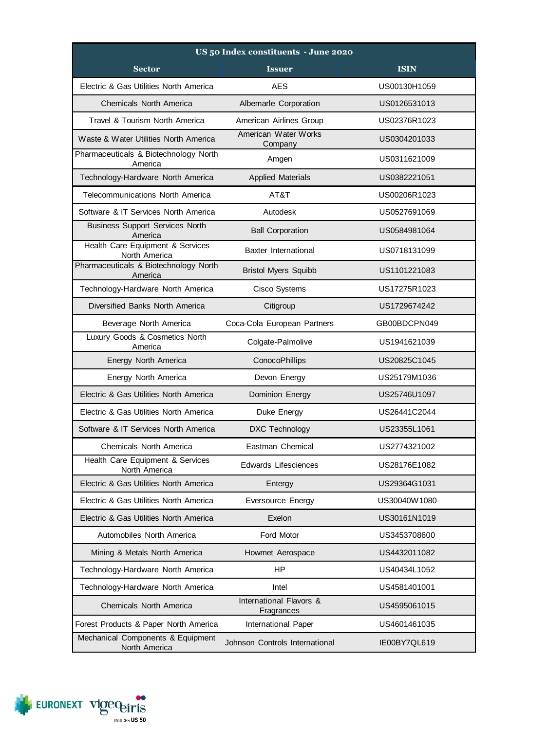| US 50 Index constituents - June 2020 | | |
|---|---|---|
| **Sector** | **Issuer** | **ISIN** |
| Electric & Gas Utilities North America | AES | US00130H1059 |
| Chemicals North America | Albemarle Corporation | US0126531013 |
| Travel & Tourism North America | American Airlines Group | US02376R1023 |
| Waste & Water Utilities North America | American Water Works Company | US0304201033 |
| Pharmaceuticals & Biotechnology North America | Amgen | US0311621009 |
| Technology-Hardware North America | Applied Materials | US0382221051 |
| Telecommunications North America | AT&T | US00206R1023 |
| Software & IT Services North America | Autodesk | US0527691069 |
| Business Support Services North America | Ball Corporation | US0584981064 |
| Health Care Equipment & Services North America | Baxter International | US0718131099 |
| Pharmaceuticals & Biotechnology North America | Bristol Myers Squibb | US1101221083 |
| Technology-Hardware North America | Cisco Systems | US17275R1023 |
| Diversified Banks North America | Citigroup | US1729674242 |
| Beverage North America | Coca-Cola European Partners | GB00BDCPN049 |
| Luxury Goods & Cosmetics North America | Colgate-Palmolive | US1941621039 |
| Energy North America | ConocoPhillips | US20825C1045 |
| Energy North America | Devon Energy | US25179M1036 |
| Electric & Gas Utilities North America | Dominion Energy | US25746U1097 |
| Electric & Gas Utilities North America | Duke Energy | US26441C2044 |
| Software & IT Services North America | DXC Technology | US23355L1061 |
| Chemicals North America | Eastman Chemical | US2774321002 |
| Health Care Equipment & Services North America | Edwards Lifesciences | US28176E1082 |
| Electric & Gas Utilities North America | Entergy | US29364G1031 |
| Electric & Gas Utilities North America | Eversource Energy | US30040W1080 |
| Electric & Gas Utilities North America | Exelon | US30161N1019 |
| Automobiles North America | Ford Motor | US3453708600 |
| Mining & Metals North America | Howmet Aerospace | US4432011082 |
| Technology-Hardware North America | HP | US40434L1052 |
| Technology-Hardware North America | Intel | US4581401001 |
| Chemicals North America | International Flavors & Fragrances | US4595061015 |
| Forest Products & Paper North America | International Paper | US4601461035 |
| Mechanical Components & Equipment North America | Johnson Controls International | IE00BY7QL619 |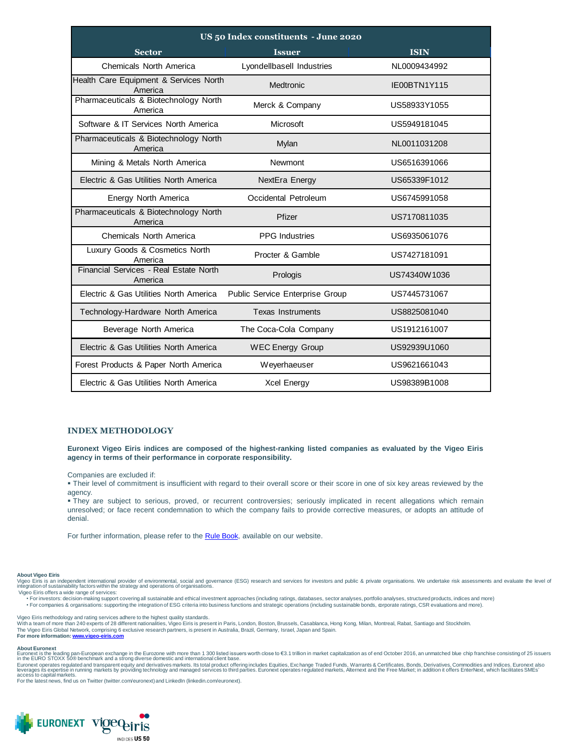| US 50 Index constituents - June 2020 | | |
|---|---|---|
| **Sector** | **Issuer** | **ISIN** |
| Chemicals North America | Lyondellbasell Industries | NL0009434992 |
| Health Care Equipment & Services North America | Medtronic | IE00BTN1Y115 |
| Pharmaceuticals & Biotechnology North America | Merck & Company | US58933Y1055 |
| Software & IT Services North America | Microsoft | US5949181045 |
| Pharmaceuticals & Biotechnology North America | Mylan | NL0011031208 |
| Mining & Metals North America | Newmont | US6516391066 |
| Electric & Gas Utilities North America | NextEra Energy | US65339F1012 |
| Energy North America | Occidental Petroleum | US6745991058 |
| Pharmaceuticals & Biotechnology North America | Pfizer | US7170811035 |
| Chemicals North America | PPG Industries | US6935061076 |
| Luxury Goods & Cosmetics North America | Procter & Gamble | US7427181091 |
| Financial Services - Real Estate North America | Prologis | US74340W1036 |
| Electric & Gas Utilities North America | Public Service Enterprise Group | US7445731067 |
| Technology-Hardware North America | Texas Instruments | US8825081040 |
| Beverage North America | The Coca-Cola Company | US1912161007 |
| Electric & Gas Utilities North America | WEC Energy Group | US92939U1060 |
| Forest Products & Paper North America | Weyerhaeuser | US9621661043 |
| Electric & Gas Utilities North America | Xcel Energy | US98389B1008 |

## INDEX METHODOLOGY

**Euronext Vigeo Eiris indices are composed of the highest-ranking listed companies as evaluated by the Vigeo Eiris agency in terms of their performance in corporate responsibility.**

Companies are excluded if:

- Their level of commitment is insufficient with regard to their overall score or their score in one of six key areas reviewed by the agency.
- They are subject to serious, proved, or recurrent controversies; seriously implicated in recent allegations which remain unresolved; or face recent condemnation to which the company fails to provide corrective measures, or adopts an attitude of denial.

For further information, please refer to the Rule Book, available on our website.

**About Vigeo Eiris**
Vigeo Eiris is an independent international provider of environmental, social and governance (ESG) research and services for investors and public & private organisations. We undertake risk assessments and evaluate the level of integration of sustainability factors within the strategy and operations of organisations.
Vigeo Eiris offers a wide range of services:

- For investors: decision-making support covering all sustainable and ethical investment approaches (including ratings, databases, sector analyses, portfolio analyses, structured products, indices and more)
- For companies & organisations: supporting the integration of ESG criteria into business functions and strategic operations (including sustainable bonds, corporate ratings, CSR evaluations and more).

Vigeo Eiris methodology and rating services adhere to the highest quality standards.
With a team of more than 240 experts of 28 different nationalities, Vigeo Eiris is present in Paris, London, Boston, Brussels, Casablanca, Hong Kong, Milan, Montreal, Rabat, Santiago and Stockholm.
The Vigeo Eiris Global Network, comprising 6 exclusive research partners, is present in Australia, Brazil, Germany, Israel, Japan and Spain.
**For more information: www.vigeo-eiris.com**

**About Euronext**
Euronext is the leading pan-European exchange in the Eurozone with more than 1 300 listed issuers worth close to €3.1 trillion in market capitalization as of end October 2016, an unmatched blue chip franchise consisting of 25 issuers in the EURO STOXX 50® benchmark and a strong diverse domestic and international client base.
Euronext operates regulated and transparent equity and derivatives markets. Its total product offering includes Equities, Exchange Traded Funds, Warrants & Certificates, Bonds, Derivatives, Commodities and Indices. Euronext also leverages its expertise in running markets by providing technology and managed services to third parties. Euronext operates regulated markets, Alternext and the Free Market; in addition it offers EnterNext, which facilitates SMEs' access to capital markets.
For the latest news, find us on Twitter (twitter.com/euronext) and LinkedIn (linkedin.com/euronext).

EURONEXT vigeo eiris INDICES US 50